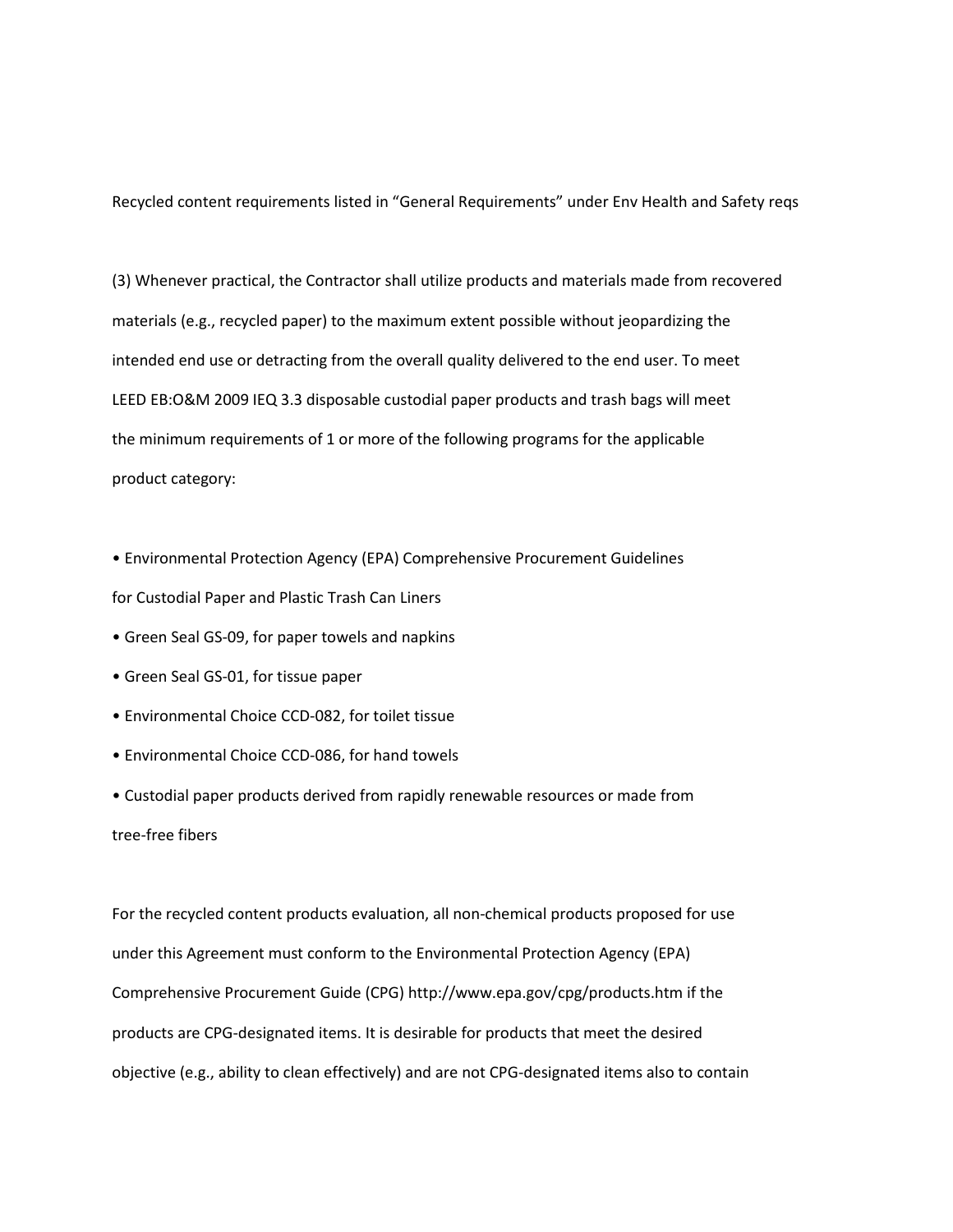Recycled content requirements listed in “General Requirements” under Env Health and Safety reqs

(3) Whenever practical, the Contractor shall utilize products and materials made from recovered materials (e.g., recycled paper) to the maximum extent possible without jeopardizing the intended end use or detracting from the overall quality delivered to the end user. To meet LEED EB:O&M 2009 IEQ 3.3 disposable custodial paper products and trash bags will meet the minimum requirements of 1 or more of the following programs for the applicable product category:

- Environmental Protection Agency (EPA) Comprehensive Procurement Guidelines for Custodial Paper and Plastic Trash Can Liners
- Green Seal GS-09, for paper towels and napkins
- Green Seal GS-01, for tissue paper
- Environmental Choice CCD-082, for toilet tissue
- Environmental Choice CCD-086, for hand towels
- Custodial paper products derived from rapidly renewable resources or made from tree-free fibers

For the recycled content products evaluation, all non-chemical products proposed for use under this Agreement must conform to the Environmental Protection Agency (EPA) Comprehensive Procurement Guide (CPG) http://www.epa.gov/cpg/products.htm if the products are CPG-designated items. It is desirable for products that meet the desired objective (e.g., ability to clean effectively) and are not CPG-designated items also to contain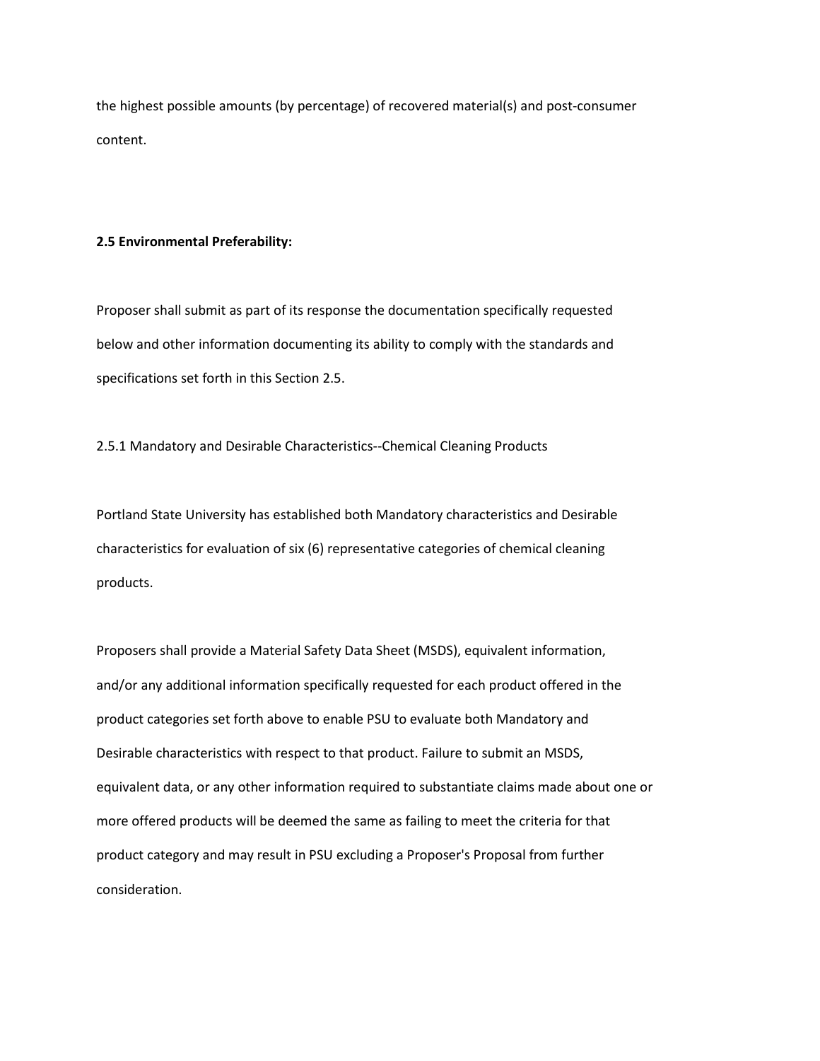the highest possible amounts (by percentage) of recovered material(s) and post-consumer content.

**2.5 Environmental Preferability:**

Proposer shall submit as part of its response the documentation specifically requested below and other information documenting its ability to comply with the standards and specifications set forth in this Section 2.5.

2.5.1 Mandatory and Desirable Characteristics--Chemical Cleaning Products

Portland State University has established both Mandatory characteristics and Desirable characteristics for evaluation of six (6) representative categories of chemical cleaning products.

Proposers shall provide a Material Safety Data Sheet (MSDS), equivalent information, and/or any additional information specifically requested for each product offered in the product categories set forth above to enable PSU to evaluate both Mandatory and Desirable characteristics with respect to that product. Failure to submit an MSDS, equivalent data, or any other information required to substantiate claims made about one or more offered products will be deemed the same as failing to meet the criteria for that product category and may result in PSU excluding a Proposer's Proposal from further consideration.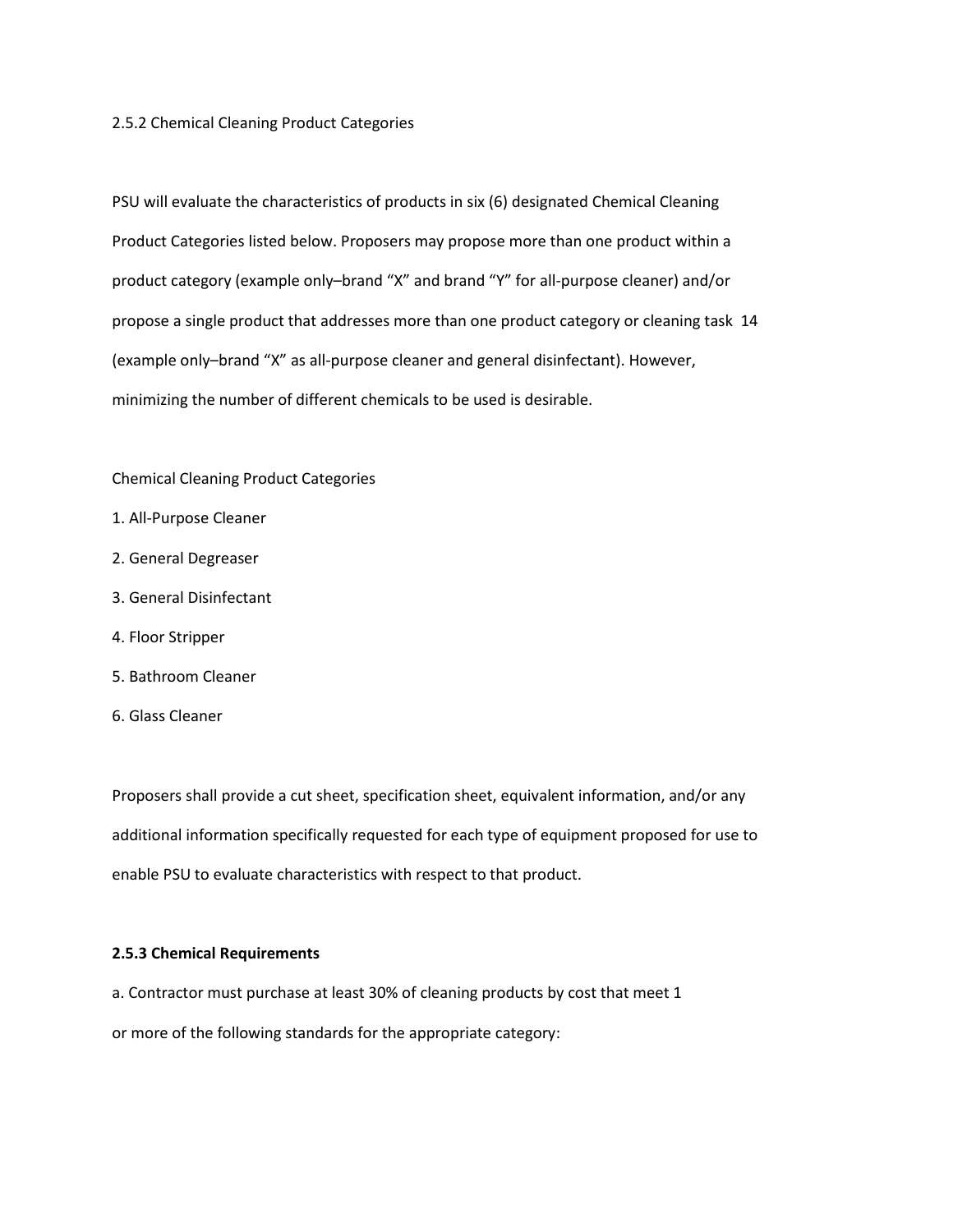2.5.2 Chemical Cleaning Product Categories

PSU will evaluate the characteristics of products in six (6) designated Chemical Cleaning Product Categories listed below. Proposers may propose more than one product within a product category (example only–brand "X" and brand "Y" for all-purpose cleaner) and/or propose a single product that addresses more than one product category or cleaning task 14 (example only–brand "X" as all-purpose cleaner and general disinfectant). However, minimizing the number of different chemicals to be used is desirable.

Chemical Cleaning Product Categories

1. All-Purpose Cleaner
2. General Degreaser
3. General Disinfectant
4. Floor Stripper
5. Bathroom Cleaner
6. Glass Cleaner

Proposers shall provide a cut sheet, specification sheet, equivalent information, and/or any additional information specifically requested for each type of equipment proposed for use to enable PSU to evaluate characteristics with respect to that product.

**2.5.3 Chemical Requirements**

a. Contractor must purchase at least 30% of cleaning products by cost that meet 1 or more of the following standards for the appropriate category: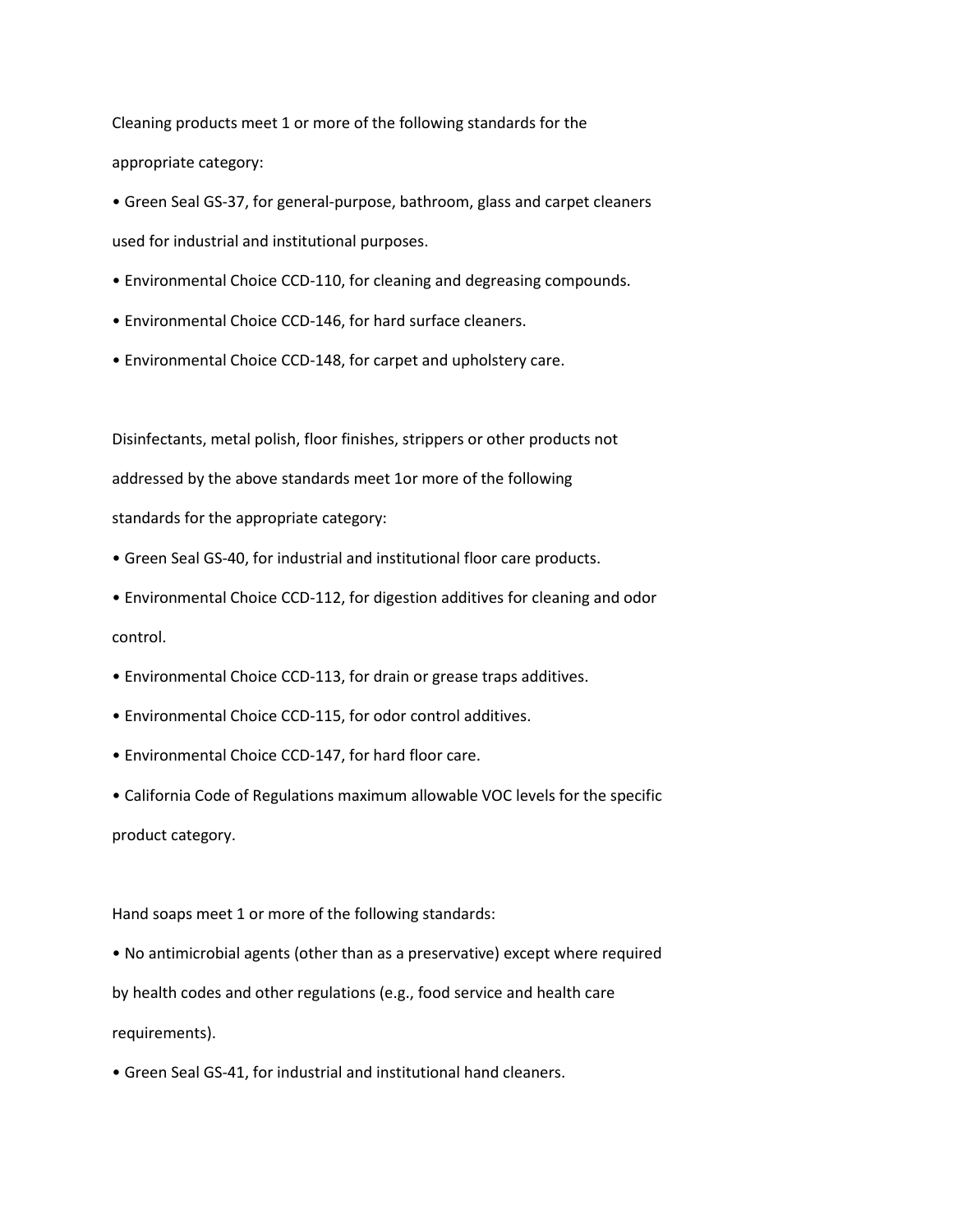Cleaning products meet 1 or more of the following standards for the appropriate category:

- Green Seal GS-37, for general-purpose, bathroom, glass and carpet cleaners used for industrial and institutional purposes.
- Environmental Choice CCD-110, for cleaning and degreasing compounds.
- Environmental Choice CCD-146, for hard surface cleaners.
- Environmental Choice CCD-148, for carpet and upholstery care.

Disinfectants, metal polish, floor finishes, strippers or other products not addressed by the above standards meet 1or more of the following standards for the appropriate category:

- Green Seal GS-40, for industrial and institutional floor care products.
- Environmental Choice CCD-112, for digestion additives for cleaning and odor control.
- Environmental Choice CCD-113, for drain or grease traps additives.
- Environmental Choice CCD-115, for odor control additives.
- Environmental Choice CCD-147, for hard floor care.
- California Code of Regulations maximum allowable VOC levels for the specific product category.

Hand soaps meet 1 or more of the following standards:

- No antimicrobial agents (other than as a preservative) except where required by health codes and other regulations (e.g., food service and health care requirements).
- Green Seal GS-41, for industrial and institutional hand cleaners.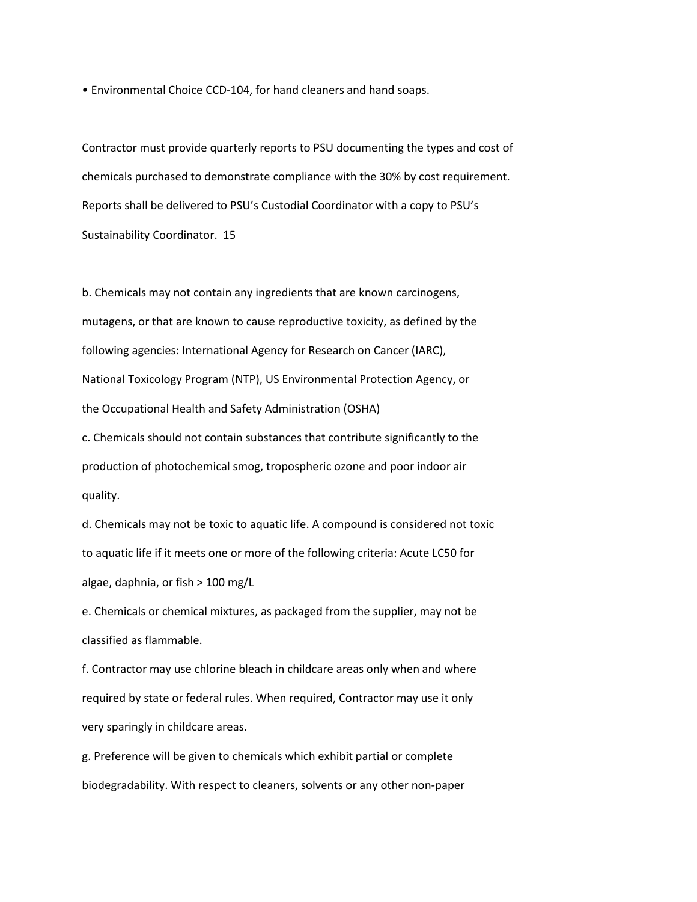• Environmental Choice CCD-104, for hand cleaners and hand soaps.

Contractor must provide quarterly reports to PSU documenting the types and cost of chemicals purchased to demonstrate compliance with the 30% by cost requirement. Reports shall be delivered to PSU's Custodial Coordinator with a copy to PSU's Sustainability Coordinator. 15

b. Chemicals may not contain any ingredients that are known carcinogens, mutagens, or that are known to cause reproductive toxicity, as defined by the following agencies: International Agency for Research on Cancer (IARC), National Toxicology Program (NTP), US Environmental Protection Agency, or the Occupational Health and Safety Administration (OSHA)

c. Chemicals should not contain substances that contribute significantly to the production of photochemical smog, tropospheric ozone and poor indoor air quality.

d. Chemicals may not be toxic to aquatic life. A compound is considered not toxic to aquatic life if it meets one or more of the following criteria: Acute $LC_{50}$ for algae, daphnia, or fish > 100 mg/L

e. Chemicals or chemical mixtures, as packaged from the supplier, may not be classified as flammable.

f. Contractor may use chlorine bleach in childcare areas only when and where required by state or federal rules. When required, Contractor may use it only very sparingly in childcare areas.

g. Preference will be given to chemicals which exhibit partial or complete biodegradability. With respect to cleaners, solvents or any other non-paper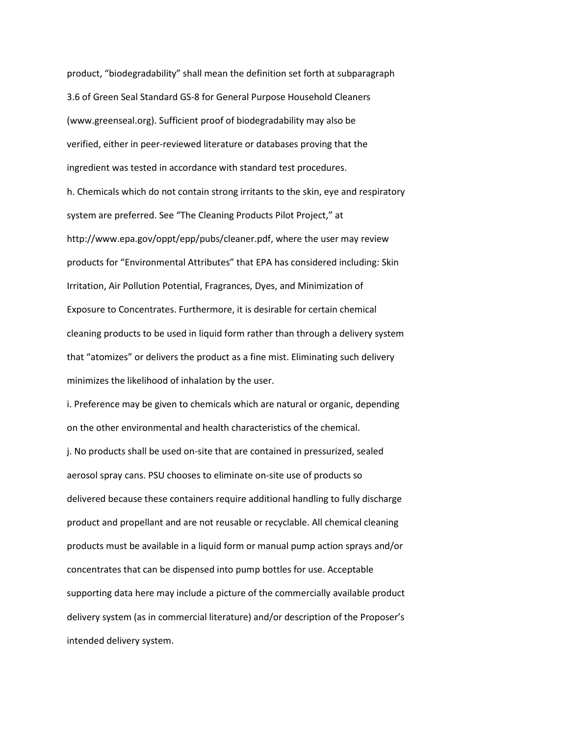product, “biodegradability” shall mean the definition set forth at subparagraph 3.6 of Green Seal Standard GS-8 for General Purpose Household Cleaners (www.greenseal.org). Sufficient proof of biodegradability may also be verified, either in peer-reviewed literature or databases proving that the ingredient was tested in accordance with standard test procedures.

h. Chemicals which do not contain strong irritants to the skin, eye and respiratory system are preferred. See “The Cleaning Products Pilot Project,” at http://www.epa.gov/oppt/epp/pubs/cleaner.pdf, where the user may review products for “Environmental Attributes” that EPA has considered including: Skin Irritation, Air Pollution Potential, Fragrances, Dyes, and Minimization of Exposure to Concentrates. Furthermore, it is desirable for certain chemical cleaning products to be used in liquid form rather than through a delivery system that “atomizes” or delivers the product as a fine mist. Eliminating such delivery minimizes the likelihood of inhalation by the user.

i. Preference may be given to chemicals which are natural or organic, depending on the other environmental and health characteristics of the chemical.

j. No products shall be used on-site that are contained in pressurized, sealed aerosol spray cans. PSU chooses to eliminate on-site use of products so delivered because these containers require additional handling to fully discharge product and propellant and are not reusable or recyclable. All chemical cleaning products must be available in a liquid form or manual pump action sprays and/or concentrates that can be dispensed into pump bottles for use. Acceptable supporting data here may include a picture of the commercially available product delivery system (as in commercial literature) and/or description of the Proposer’s intended delivery system.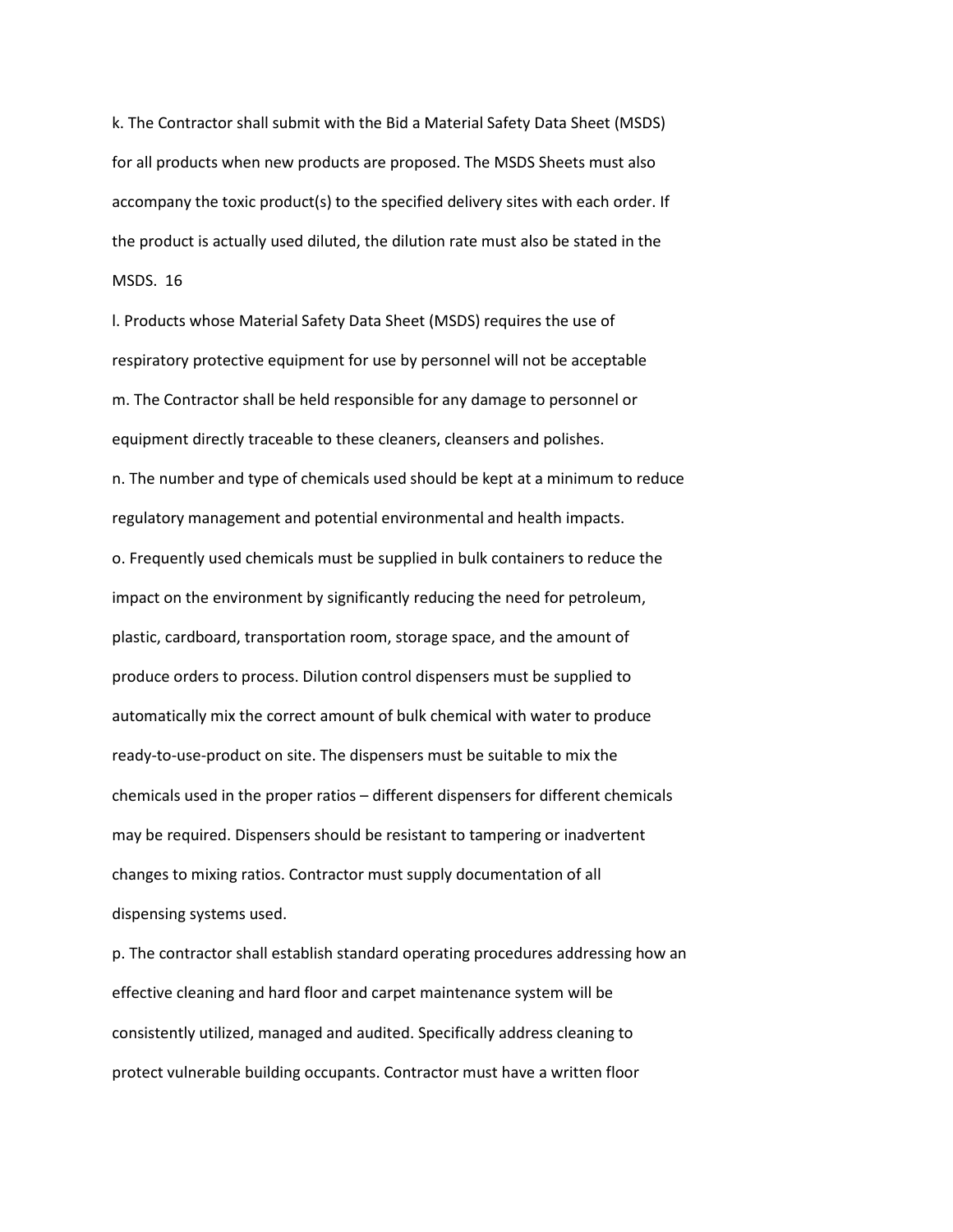k. The Contractor shall submit with the Bid a Material Safety Data Sheet (MSDS) for all products when new products are proposed. The MSDS Sheets must also accompany the toxic product(s) to the specified delivery sites with each order. If the product is actually used diluted, the dilution rate must also be stated in the MSDS. 16

l. Products whose Material Safety Data Sheet (MSDS) requires the use of respiratory protective equipment for use by personnel will not be acceptable

m. The Contractor shall be held responsible for any damage to personnel or equipment directly traceable to these cleaners, cleansers and polishes.

n. The number and type of chemicals used should be kept at a minimum to reduce regulatory management and potential environmental and health impacts.

o. Frequently used chemicals must be supplied in bulk containers to reduce the impact on the environment by significantly reducing the need for petroleum, plastic, cardboard, transportation room, storage space, and the amount of produce orders to process. Dilution control dispensers must be supplied to automatically mix the correct amount of bulk chemical with water to produce ready-to-use-product on site. The dispensers must be suitable to mix the chemicals used in the proper ratios – different dispensers for different chemicals may be required. Dispensers should be resistant to tampering or inadvertent changes to mixing ratios. Contractor must supply documentation of all dispensing systems used.

p. The contractor shall establish standard operating procedures addressing how an effective cleaning and hard floor and carpet maintenance system will be consistently utilized, managed and audited. Specifically address cleaning to protect vulnerable building occupants. Contractor must have a written floor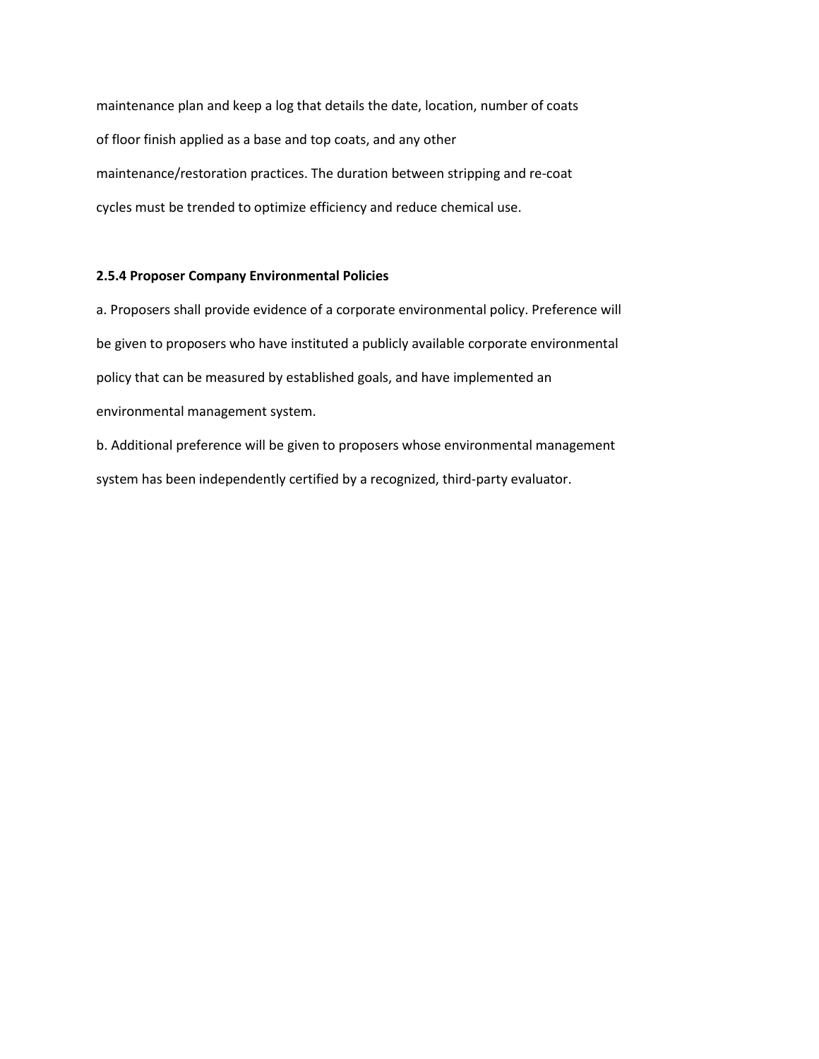maintenance plan and keep a log that details the date, location, number of coats of floor finish applied as a base and top coats, and any other maintenance/restoration practices. The duration between stripping and re-coat cycles must be trended to optimize efficiency and reduce chemical use.

**2.5.4 Proposer Company Environmental Policies**

a. Proposers shall provide evidence of a corporate environmental policy. Preference will be given to proposers who have instituted a publicly available corporate environmental policy that can be measured by established goals, and have implemented an environmental management system.

b. Additional preference will be given to proposers whose environmental management system has been independently certified by a recognized, third-party evaluator.